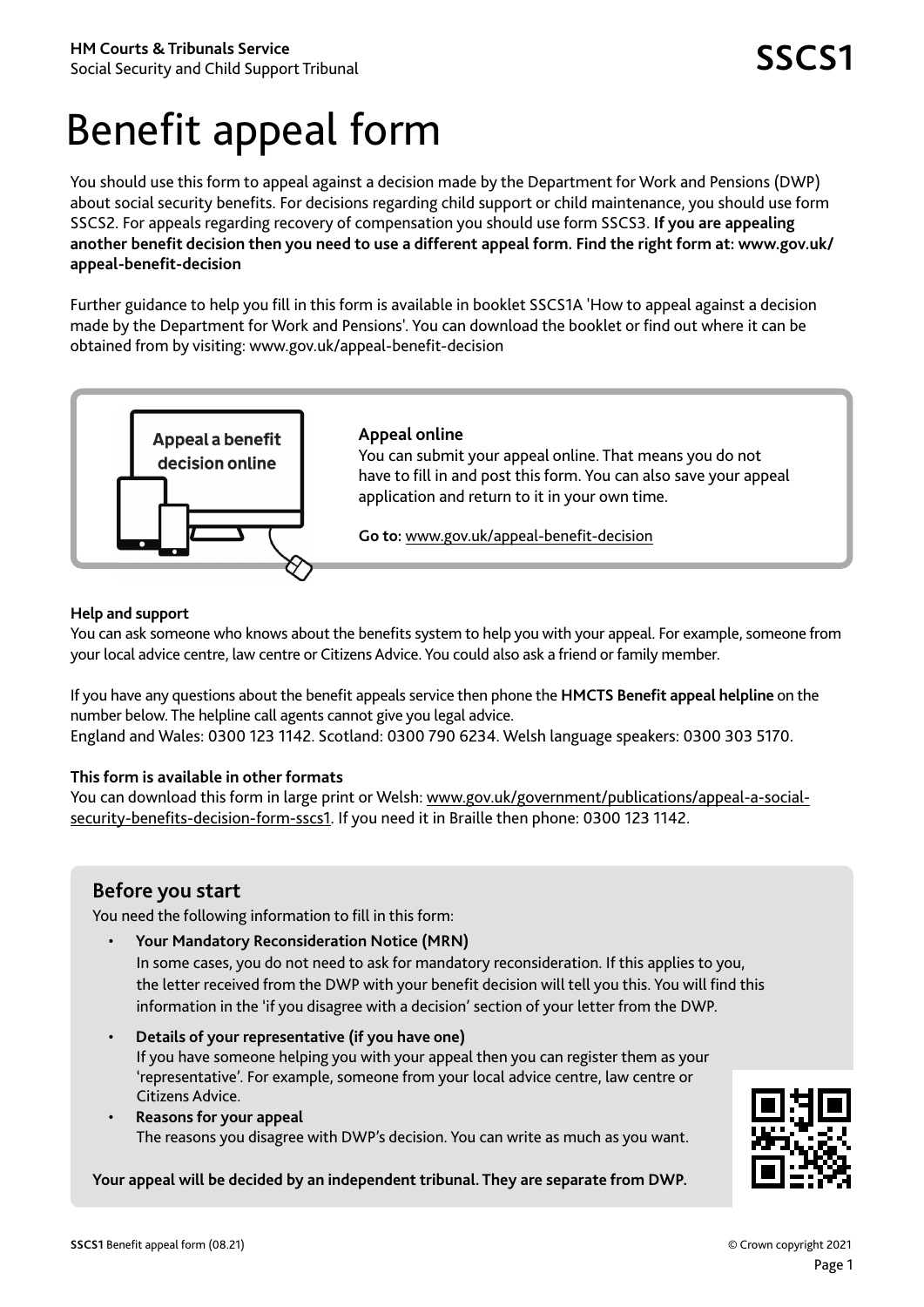**HM Courts & Tribunals Service**
Social Security and Child Support Tribunal

**SSCS1**

# Benefit appeal form

You should use this form to appeal against a decision made by the Department for Work and Pensions (DWP) about social security benefits. For decisions regarding child support or child maintenance, you should use form SSCS2. For appeals regarding recovery of compensation you should use form SSCS3. **If you are appealing another benefit decision then you need to use a different appeal form. Find the right form at: www.gov.uk/appeal-benefit-decision**

Further guidance to help you fill in this form is available in booklet SSCS1A 'How to appeal against a decision made by the Department for Work and Pensions'. You can download the booklet or find out where it can be obtained from by visiting: www.gov.uk/appeal-benefit-decision

Appeal a benefit decision online

**Appeal online**
You can submit your appeal online. That means you do not have to fill in and post this form. You can also save your appeal application and return to it in your own time.

**Go to:** www.gov.uk/appeal-benefit-decision

**Help and support**
You can ask someone who knows about the benefits system to help you with your appeal. For example, someone from your local advice centre, law centre or Citizens Advice. You could also ask a friend or family member.

If you have any questions about the benefit appeals service then phone the **HMCTS Benefit appeal helpline** on the number below. The helpline call agents cannot give you legal advice.
England and Wales: 0300 123 1142. Scotland: 0300 790 6234. Welsh language speakers: 0300 303 5170.

**This form is available in other formats**
You can download this form in large print or Welsh: www.gov.uk/government/publications/appeal-a-social-security-benefits-decision-form-sscs1. If you need it in Braille then phone: 0300 123 1142.

## Before you start

You need the following information to fill in this form:

- **Your Mandatory Reconsideration Notice (MRN)**
  In some cases, you do not need to ask for mandatory reconsideration. If this applies to you, the letter received from the DWP with your benefit decision will tell you this. You will find this information in the 'if you disagree with a decision' section of your letter from the DWP.
- **Details of your representative (if you have one)**
  If you have someone helping you with your appeal then you can register them as your 'representative'. For example, someone from your local advice centre, law centre or Citizens Advice.
- **Reasons for your appeal**
  The reasons you disagree with DWP's decision. You can write as much as you want.

**Your appeal will be decided by an independent tribunal. They are separate from DWP.**

**SSCS1** Benefit appeal form (08.21) © Crown copyright 2021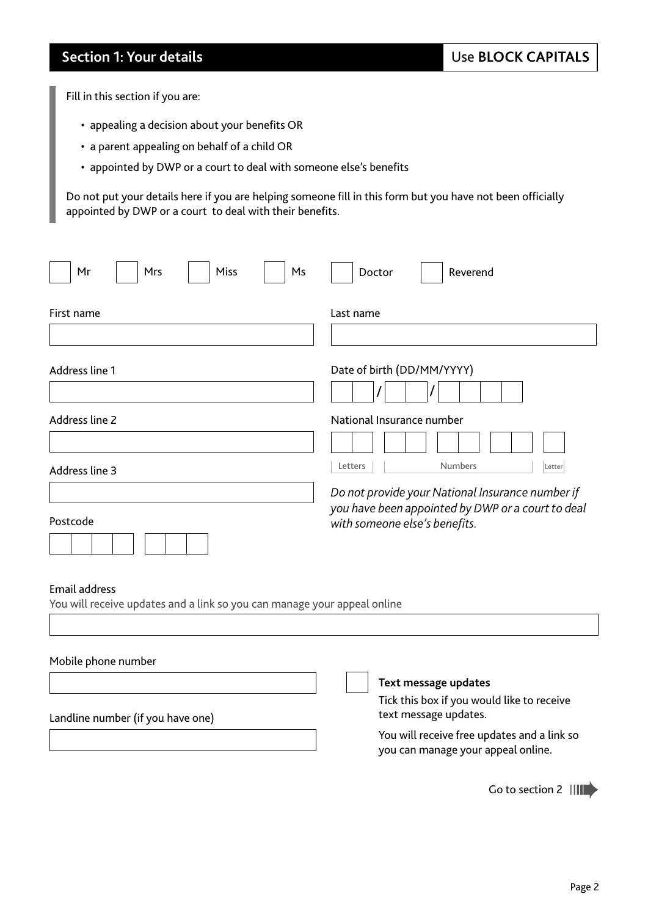## Section 1: Your details

Use **BLOCK CAPITALS**

Fill in this section if you are:

- appealing a decision about your benefits OR
- a parent appealing on behalf of a child OR
- appointed by DWP or a court to deal with someone else's benefits

Do not put your details here if you are helping someone fill in this form but you have not been officially appointed by DWP or a court to deal with their benefits.

☐ Mr ☐ Mrs ☐ Miss ☐ Ms ☐ Doctor ☐ Reverend

First name

Last name

Address line 1

Date of birth (DD/MM/YYYY)

Address line 2

National Insurance number

Letters | Numbers | Letter

Address line 3

*Do not provide your National Insurance number if you have been appointed by DWP or a court to deal with someone else's benefits.*

Postcode

Email address

You will receive updates and a link so you can manage your appeal online

Mobile phone number

Landline number (if you have one)

☐ **Text message updates**

Tick this box if you would like to receive text message updates.

You will receive free updates and a link so you can manage your appeal online.

Go to section 2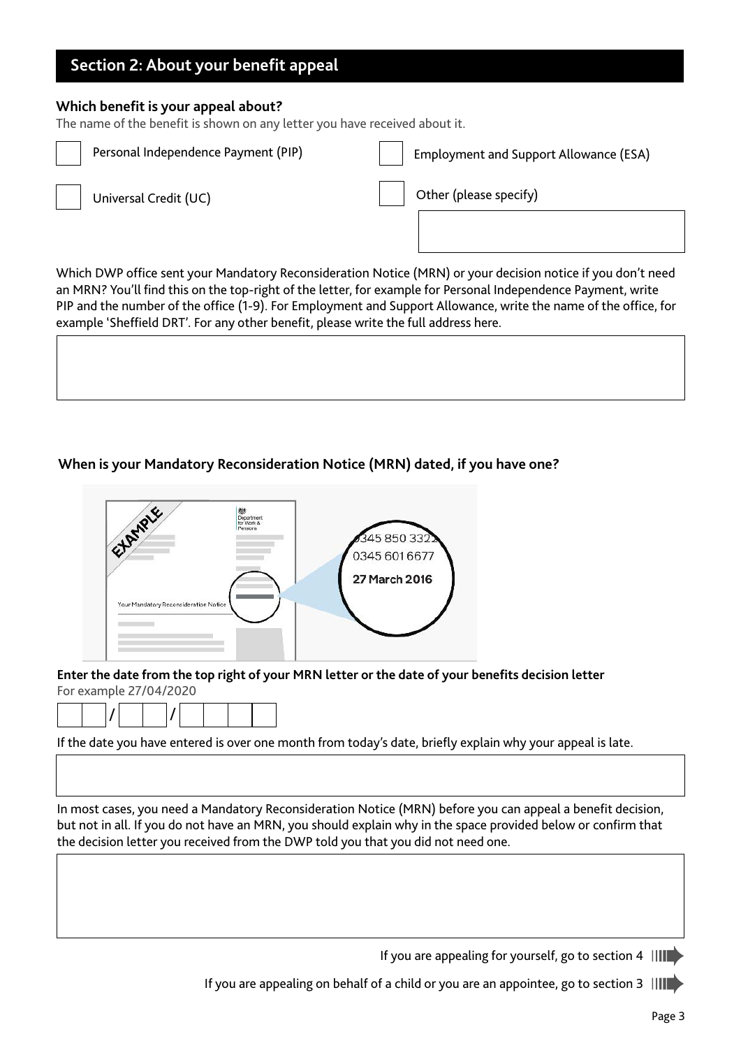## Section 2: About your benefit appeal

**Which benefit is your appeal about?**

The name of the benefit is shown on any letter you have received about it.

- ☐ Personal Independence Payment (PIP)
- ☐ Employment and Support Allowance (ESA)
- ☐ Universal Credit (UC)
- ☐ Other (please specify)

Which DWP office sent your Mandatory Reconsideration Notice (MRN) or your decision notice if you don't need an MRN? You'll find this on the top-right of the letter, for example for Personal Independence Payment, write PIP and the number of the office (1-9). For Employment and Support Allowance, write the name of the office, for example 'Sheffield DRT'. For any other benefit, please write the full address here.

**When is your Mandatory Reconsideration Notice (MRN) dated, if you have one?**

EXAMPLE

Your Mandatory Reconsideration Notice

0345 850 3322
0345 601 6677
27 March 2016

**Enter the date from the top right of your MRN letter or the date of your benefits decision letter**

For example 27/04/2020

__ __ / __ __ / __ __ __ __

If the date you have entered is over one month from today's date, briefly explain why your appeal is late.

In most cases, you need a Mandatory Reconsideration Notice (MRN) before you can appeal a benefit decision, but not in all. If you do not have an MRN, you should explain why in the space provided below or confirm that the decision letter you received from the DWP told you that you did not need one.

If you are appealing for yourself, go to section 4

If you are appealing on behalf of a child or you are an appointee, go to section 3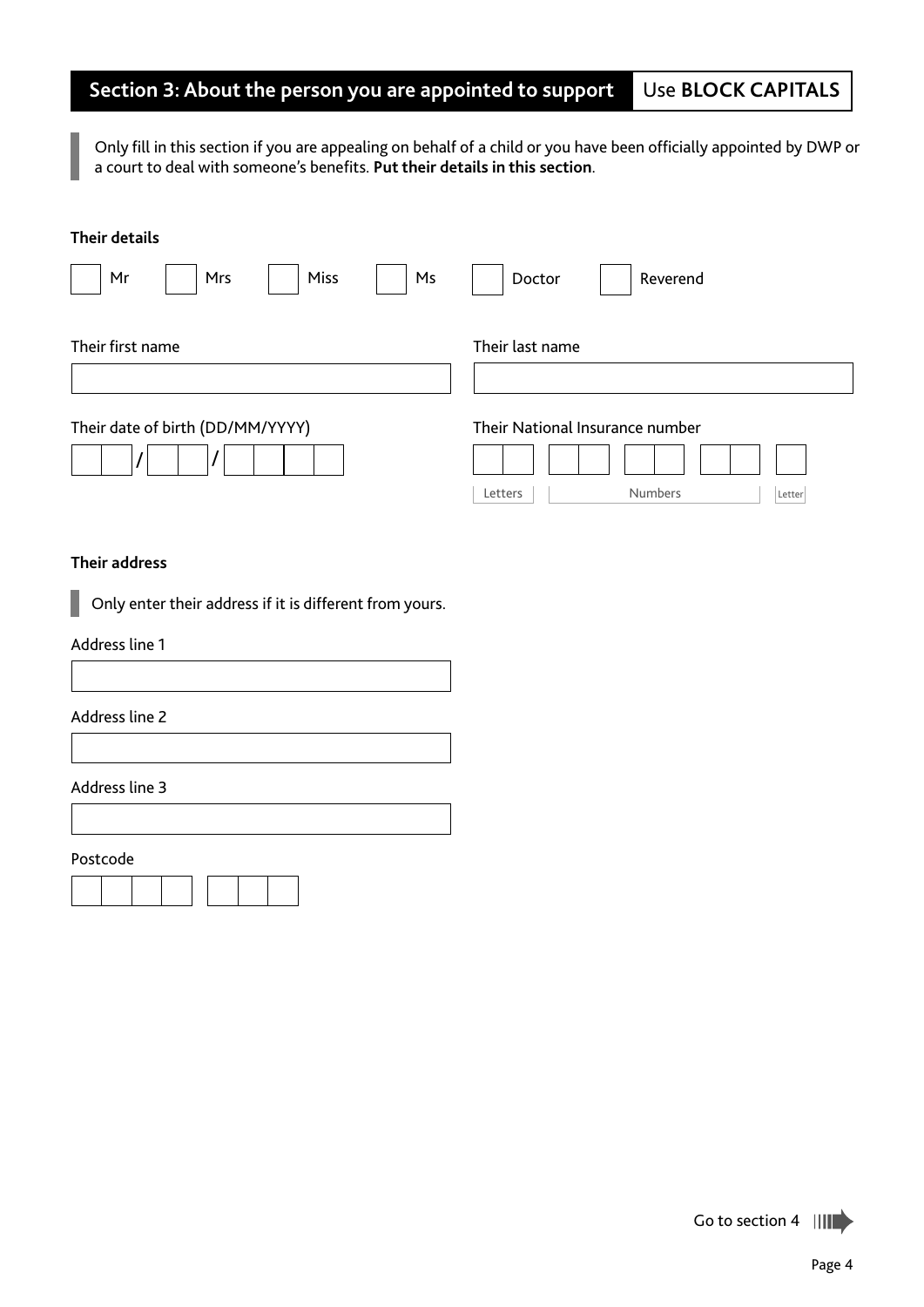## Section 3: About the person you are appointed to support

Use **BLOCK CAPITALS**

Only fill in this section if you are appealing on behalf of a child or you have been officially appointed by DWP or a court to deal with someone's benefits. **Put their details in this section**.

**Their details**

☐ Mr ☐ Mrs ☐ Miss ☐ Ms ☐ Doctor ☐ Reverend

Their first name

Their last name

Their date of birth (DD/MM/YYYY)

__ __ / __ __ / __ __ __ __

Their National Insurance number

Letters | Numbers | Letter

**Their address**

Only enter their address if it is different from yours.

Address line 1

Address line 2

Address line 3

Postcode

Go to section 4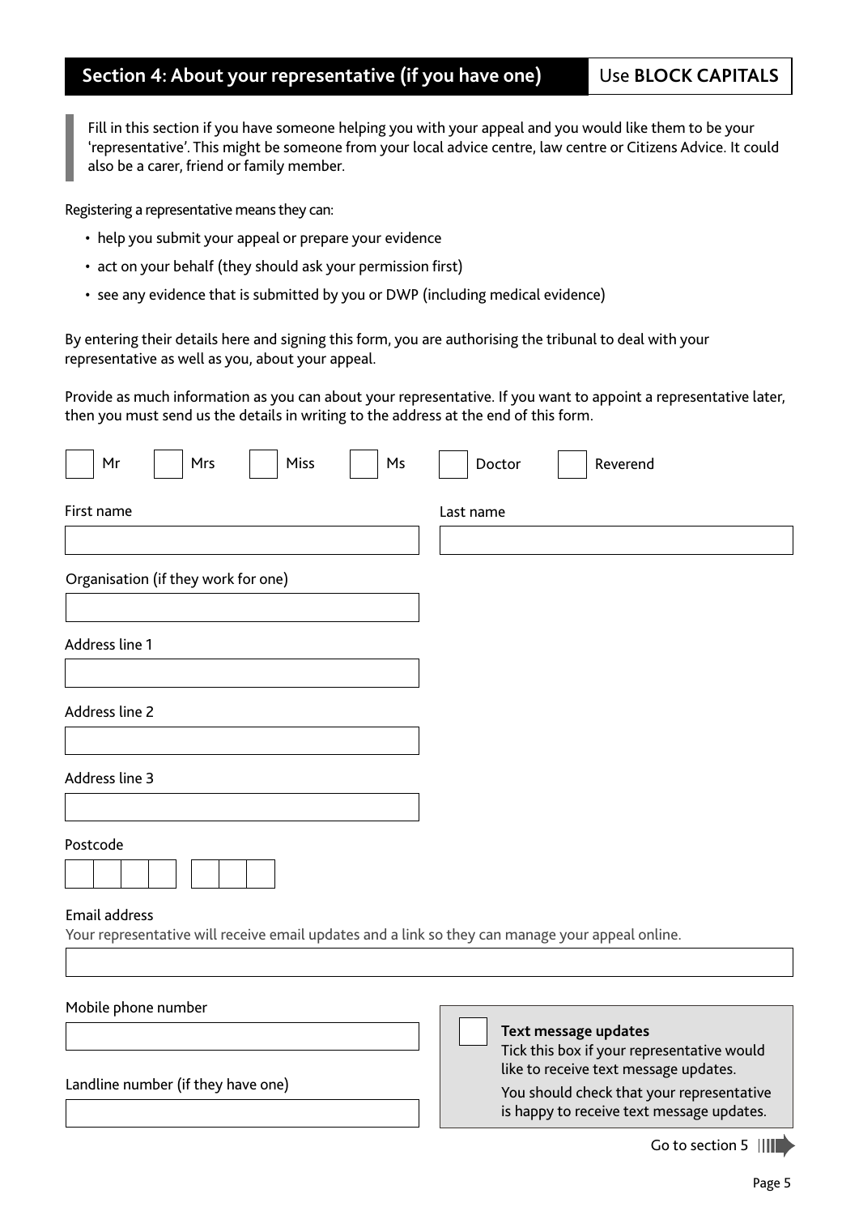## Section 4: About your representative (if you have one)

Use **BLOCK CAPITALS**

Fill in this section if you have someone helping you with your appeal and you would like them to be your 'representative'. This might be someone from your local advice centre, law centre or Citizens Advice. It could also be a carer, friend or family member.

Registering a representative means they can:

- help you submit your appeal or prepare your evidence
- act on your behalf (they should ask your permission first)
- see any evidence that is submitted by you or DWP (including medical evidence)

By entering their details here and signing this form, you are authorising the tribunal to deal with your representative as well as you, about your appeal.

Provide as much information as you can about your representative. If you want to appoint a representative later, then you must send us the details in writing to the address at the end of this form.

☐ Mr ☐ Mrs ☐ Miss ☐ Ms ☐ Doctor ☐ Reverend

First name

Last name

Organisation (if they work for one)

Address line 1

Address line 2

Address line 3

Postcode

Email address

Your representative will receive email updates and a link so they can manage your appeal online.

Mobile phone number

Landline number (if they have one)

☐ **Text message updates**

Tick this box if your representative would like to receive text message updates.

You should check that your representative is happy to receive text message updates.

Go to section 5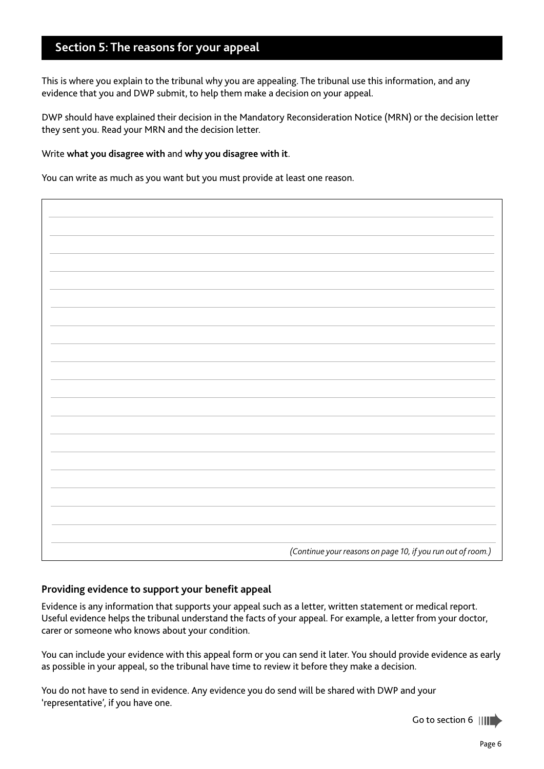## Section 5: The reasons for your appeal

This is where you explain to the tribunal why you are appealing. The tribunal use this information, and any evidence that you and DWP submit, to help them make a decision on your appeal.

DWP should have explained their decision in the Mandatory Reconsideration Notice (MRN) or the decision letter they sent you. Read your MRN and the decision letter.

Write **what you disagree with** and **why you disagree with it**.

You can write as much as you want but you must provide at least one reason.

*(Continue your reasons on page 10, if you run out of room.)*

### Providing evidence to support your benefit appeal

Evidence is any information that supports your appeal such as a letter, written statement or medical report. Useful evidence helps the tribunal understand the facts of your appeal. For example, a letter from your doctor, carer or someone who knows about your condition.

You can include your evidence with this appeal form or you can send it later. You should provide evidence as early as possible in your appeal, so the tribunal have time to review it before they make a decision.

You do not have to send in evidence. Any evidence you do send will be shared with DWP and your 'representative', if you have one.

Go to section 6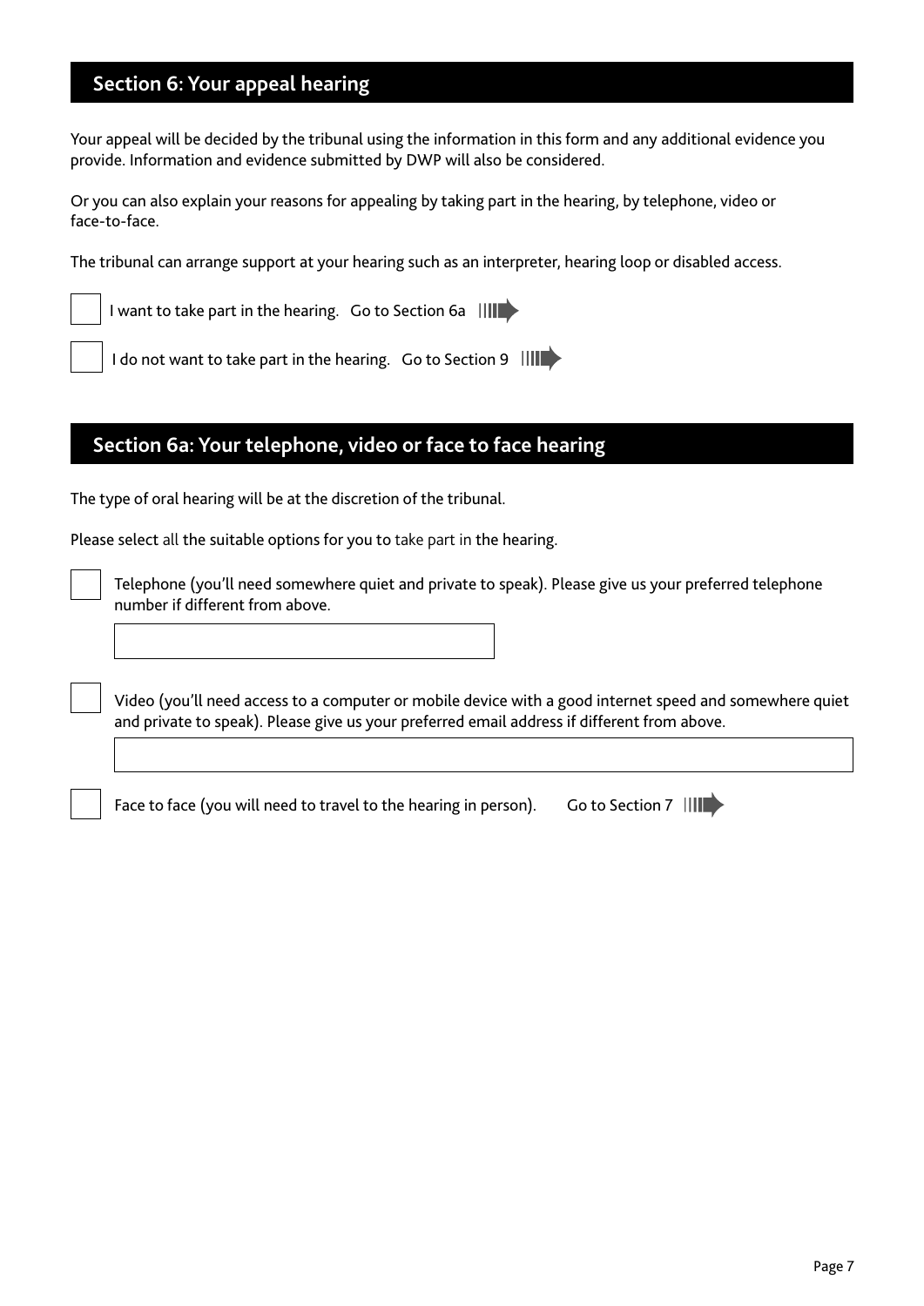## Section 6: Your appeal hearing

Your appeal will be decided by the tribunal using the information in this form and any additional evidence you provide. Information and evidence submitted by DWP will also be considered.

Or you can also explain your reasons for appealing by taking part in the hearing, by telephone, video or face-to-face.

The tribunal can arrange support at your hearing such as an interpreter, hearing loop or disabled access.

- [ ] I want to take part in the hearing. Go to Section 6a
- [ ] I do not want to take part in the hearing. Go to Section 9

## Section 6a: Your telephone, video or face to face hearing

The type of oral hearing will be at the discretion of the tribunal.

Please select all the suitable options for you to take part in the hearing.

- [ ] Telephone (you'll need somewhere quiet and private to speak). Please give us your preferred telephone number if different from above.

  ______________________________

- [ ] Video (you'll need access to a computer or mobile device with a good internet speed and somewhere quiet and private to speak). Please give us your preferred email address if different from above.

  ______________________________

- [ ] Face to face (you will need to travel to the hearing in person). Go to Section 7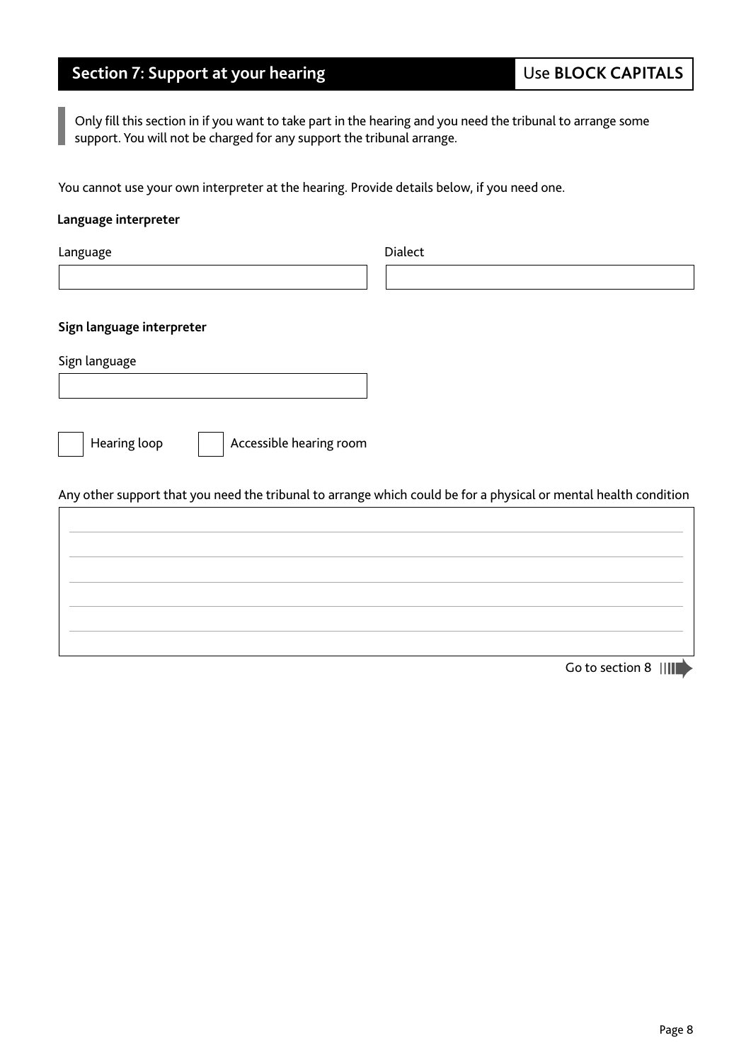## Section 7: Support at your hearing

Use **BLOCK CAPITALS**

> Only fill this section in if you want to take part in the hearing and you need the tribunal to arrange some support. You will not be charged for any support the tribunal arrange.

You cannot use your own interpreter at the hearing. Provide details below, if you need one.

**Language interpreter**

Language: ____________________

Dialect: ____________________

**Sign language interpreter**

Sign language: ____________________

☐ Hearing loop

☐ Accessible hearing room

Any other support that you need the tribunal to arrange which could be for a physical or mental health condition

____________________

Go to section 8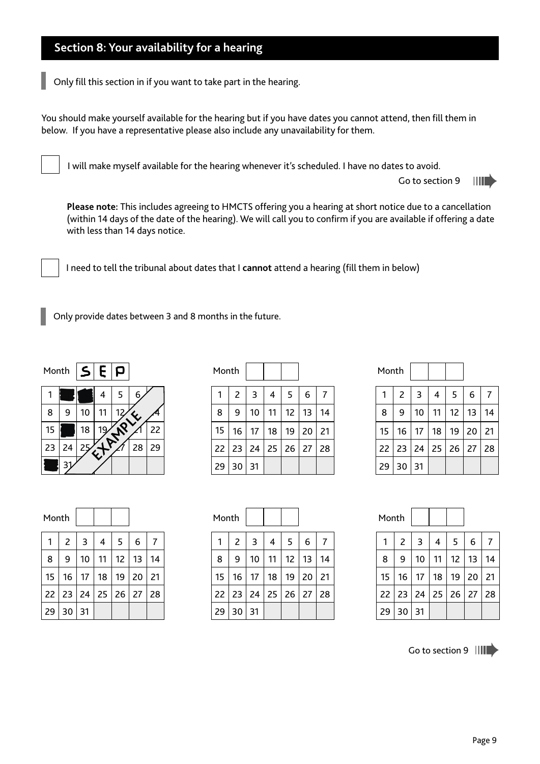## Section 8: Your availability for a hearing

Only fill this section in if you want to take part in the hearing.

You should make yourself available for the hearing but if you have dates you cannot attend, then fill them in below. If you have a representative please also include any unavailability for them.

☐ I will make myself available for the hearing whenever it's scheduled. I have no dates to avoid.

Go to section 9

**Please note:** This includes agreeing to HMCTS offering you a hearing at short notice due to a cancellation (within 14 days of the date of the hearing). We will call you to confirm if you are available if offering a date with less than 14 days notice.

☐ I need to tell the tribunal about dates that I **cannot** attend a hearing (fill them in below)

Only provide dates between 3 and 8 months in the future.

Month: S E P (EXAMPLE)

| | | | | | | |
|---|---|---|---|---|---|---|
| 1 | ■ | ■ | 4 | 5 | 6 | |
| 8 | 9 | 10 | 11 | 12 | | 14 |
| 15 | ■ | 18 | 19 | | 21 | 22 |
| 23 | 24 | 25 | | 27 | 28 | 29 |
| ■ | 31 | | | | | |

Month: ☐☐☐

| | | | | | | |
|---|---|---|---|---|---|---|
| 1 | 2 | 3 | 4 | 5 | 6 | 7 |
| 8 | 9 | 10 | 11 | 12 | 13 | 14 |
| 15 | 16 | 17 | 18 | 19 | 20 | 21 |
| 22 | 23 | 24 | 25 | 26 | 27 | 28 |
| 29 | 30 | 31 | | | | |

Month: ☐☐☐

| | | | | | | |
|---|---|---|---|---|---|---|
| 1 | 2 | 3 | 4 | 5 | 6 | 7 |
| 8 | 9 | 10 | 11 | 12 | 13 | 14 |
| 15 | 16 | 17 | 18 | 19 | 20 | 21 |
| 22 | 23 | 24 | 25 | 26 | 27 | 28 |
| 29 | 30 | 31 | | | | |

Month: ☐☐☐

| | | | | | | |
|---|---|---|---|---|---|---|
| 1 | 2 | 3 | 4 | 5 | 6 | 7 |
| 8 | 9 | 10 | 11 | 12 | 13 | 14 |
| 15 | 16 | 17 | 18 | 19 | 20 | 21 |
| 22 | 23 | 24 | 25 | 26 | 27 | 28 |
| 29 | 30 | 31 | | | | |

Month: ☐☐☐

| | | | | | | |
|---|---|---|---|---|---|---|
| 1 | 2 | 3 | 4 | 5 | 6 | 7 |
| 8 | 9 | 10 | 11 | 12 | 13 | 14 |
| 15 | 16 | 17 | 18 | 19 | 20 | 21 |
| 22 | 23 | 24 | 25 | 26 | 27 | 28 |
| 29 | 30 | 31 | | | | |

Month: ☐☐☐

| | | | | | | |
|---|---|---|---|---|---|---|
| 1 | 2 | 3 | 4 | 5 | 6 | 7 |
| 8 | 9 | 10 | 11 | 12 | 13 | 14 |
| 15 | 16 | 17 | 18 | 19 | 20 | 21 |
| 22 | 23 | 24 | 25 | 26 | 27 | 28 |
| 29 | 30 | 31 | | | | |

Go to section 9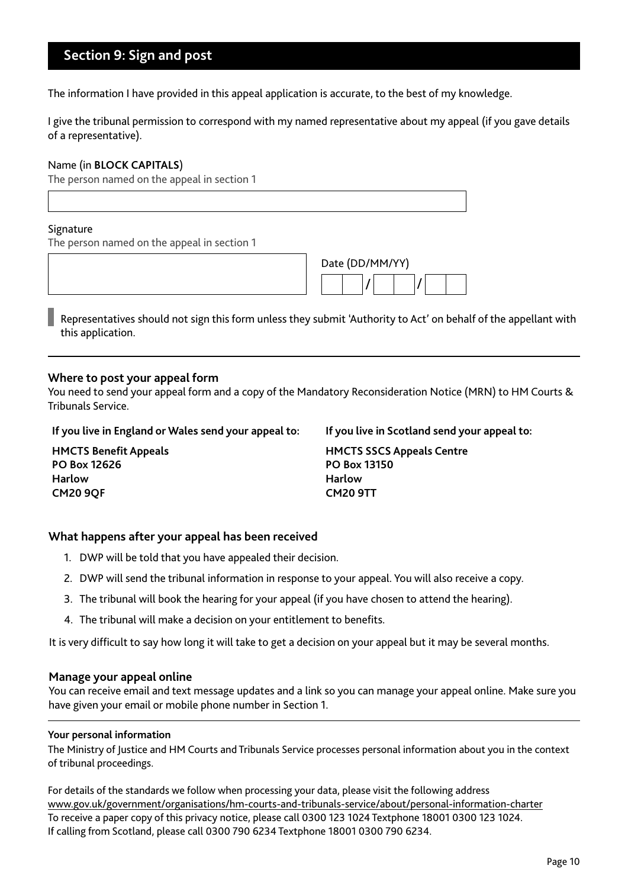## Section 9: Sign and post

The information I have provided in this appeal application is accurate, to the best of my knowledge.

I give the tribunal permission to correspond with my named representative about my appeal (if you gave details of a representative).

Name (in **BLOCK CAPITALS**)
The person named on the appeal in section 1

Signature
The person named on the appeal in section 1

Date (DD/MM/YY)
__ __ / __ __ / __ __

Representatives should not sign this form unless they submit 'Authority to Act' on behalf of the appellant with this application.

---

### Where to post your appeal form

You need to send your appeal form and a copy of the Mandatory Reconsideration Notice (MRN) to HM Courts & Tribunals Service.

**If you live in England or Wales send your appeal to:**

**HMCTS Benefit Appeals**
**PO Box 12626**
**Harlow**
**CM20 9QF**

**If you live in Scotland send your appeal to:**

**HMCTS SSCS Appeals Centre**
**PO Box 13150**
**Harlow**
**CM20 9TT**

### What happens after your appeal has been received

1. DWP will be told that you have appealed their decision.
2. DWP will send the tribunal information in response to your appeal. You will also receive a copy.
3. The tribunal will book the hearing for your appeal (if you have chosen to attend the hearing).
4. The tribunal will make a decision on your entitlement to benefits.

It is very difficult to say how long it will take to get a decision on your appeal but it may be several months.

### Manage your appeal online

You can receive email and text message updates and a link so you can manage your appeal online. Make sure you have given your email or mobile phone number in Section 1.

---

**Your personal information**

The Ministry of Justice and HM Courts and Tribunals Service processes personal information about you in the context of tribunal proceedings.

For details of the standards we follow when processing your data, please visit the following address www.gov.uk/government/organisations/hm-courts-and-tribunals-service/about/personal-information-charter
To receive a paper copy of this privacy notice, please call 0300 123 1024 Textphone 18001 0300 123 1024.
If calling from Scotland, please call 0300 790 6234 Textphone 18001 0300 790 6234.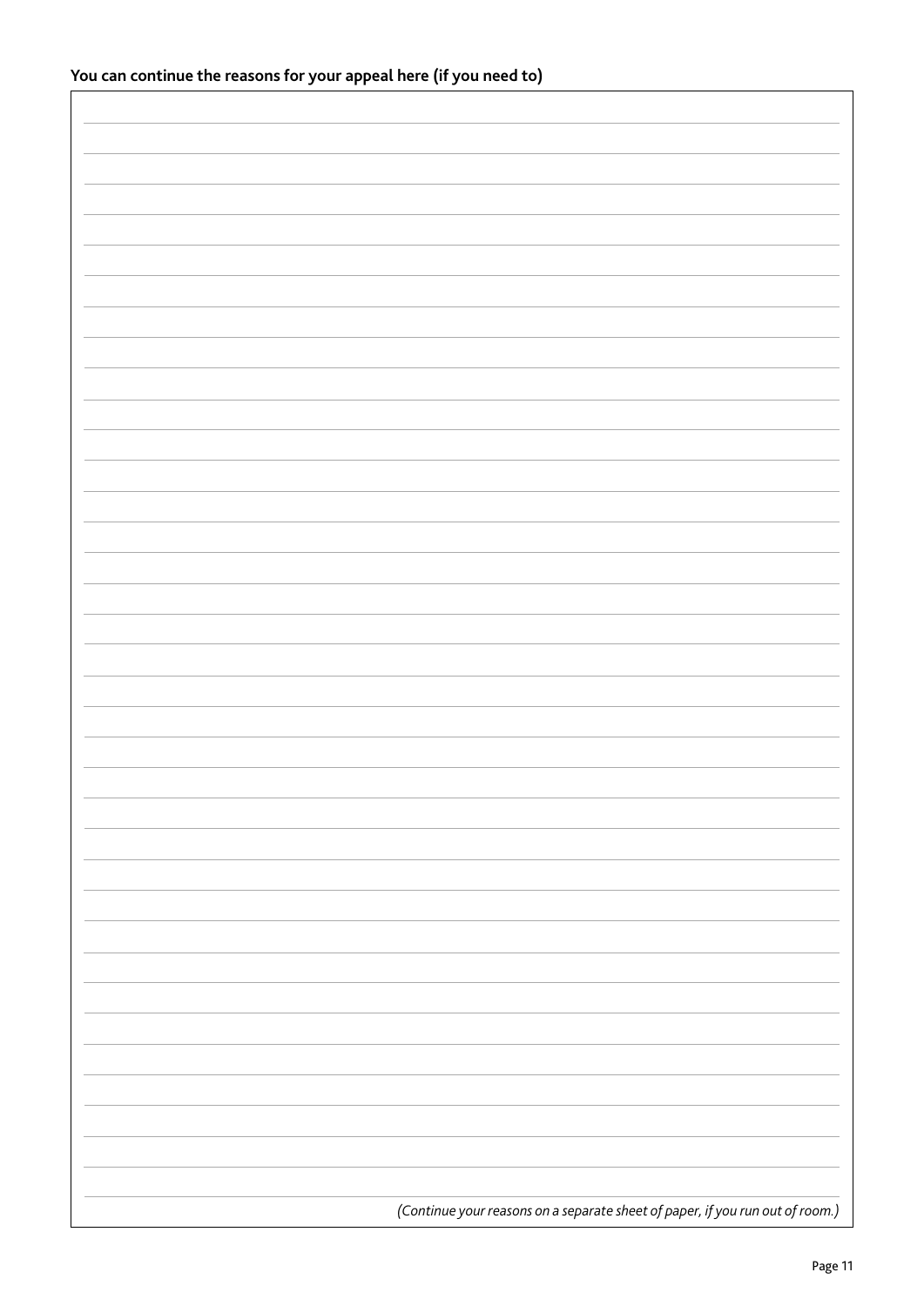**You can continue the reasons for your appeal here (if you need to)**

*(Continue your reasons on a separate sheet of paper, if you run out of room.)*